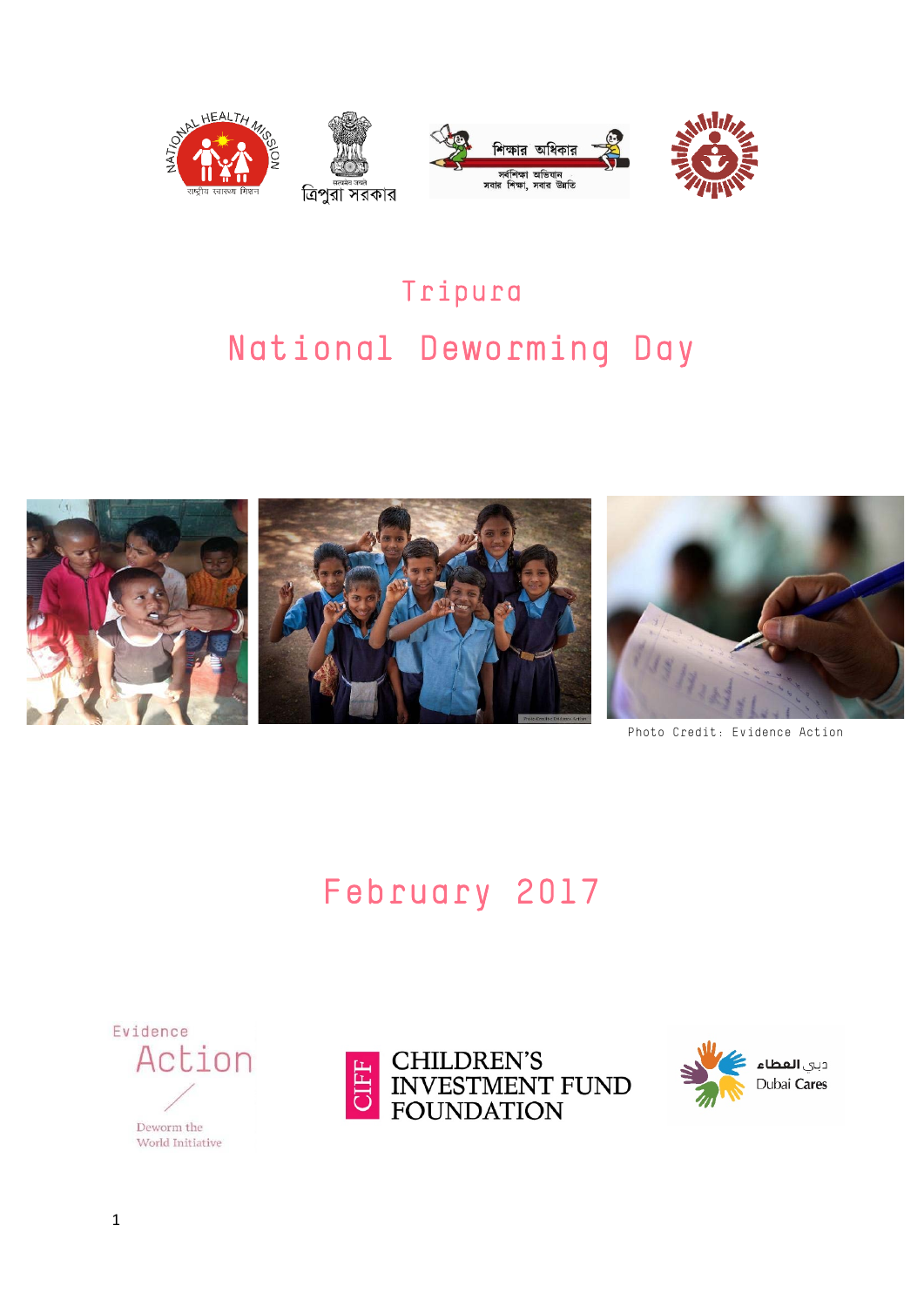# Tripura

# National Deworming Day

Photo Credit: Evidence Action

## February 2017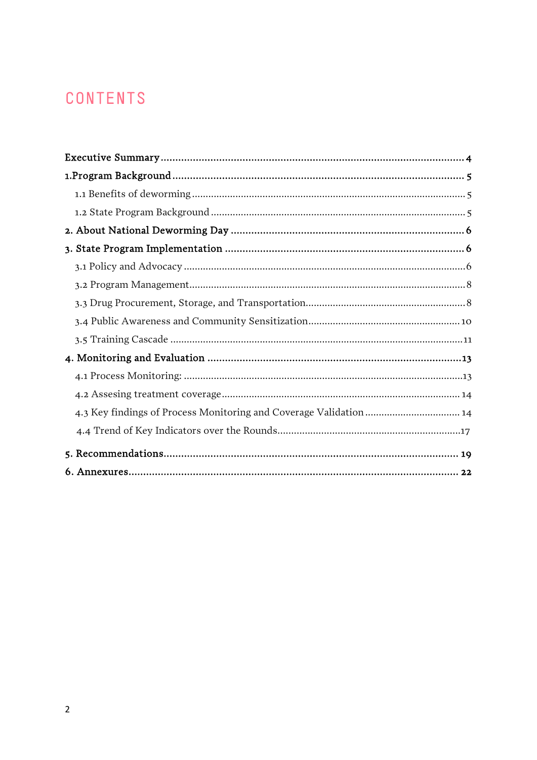# CONTENTS

**Executive Summary ... 4**

**1.Program Background ... 5**

- 1.1 Benefits of deworming ... 5
- 1.2 State Program Background ... 5

**2. About National Deworming Day ... 6**

**3. State Program Implementation ... 6**

- 3.1 Policy and Advocacy ... 6
- 3.2 Program Management ... 8
- 3.3 Drug Procurement, Storage, and Transportation ... 8
- 3.4 Public Awareness and Community Sensitization ... 10
- 3.5 Training Cascade ... 11

**4. Monitoring and Evaluation ... 13**

- 4.1 Process Monitoring: ... 13
- 4.2 Assesing treatment coverage ... 14
- 4.3 Key findings of Process Monitoring and Coverage Validation ... 14
- 4.4 Trend of Key Indicators over the Rounds ... 17

**5. Recommendations ... 19**

**6. Annexures ... 22**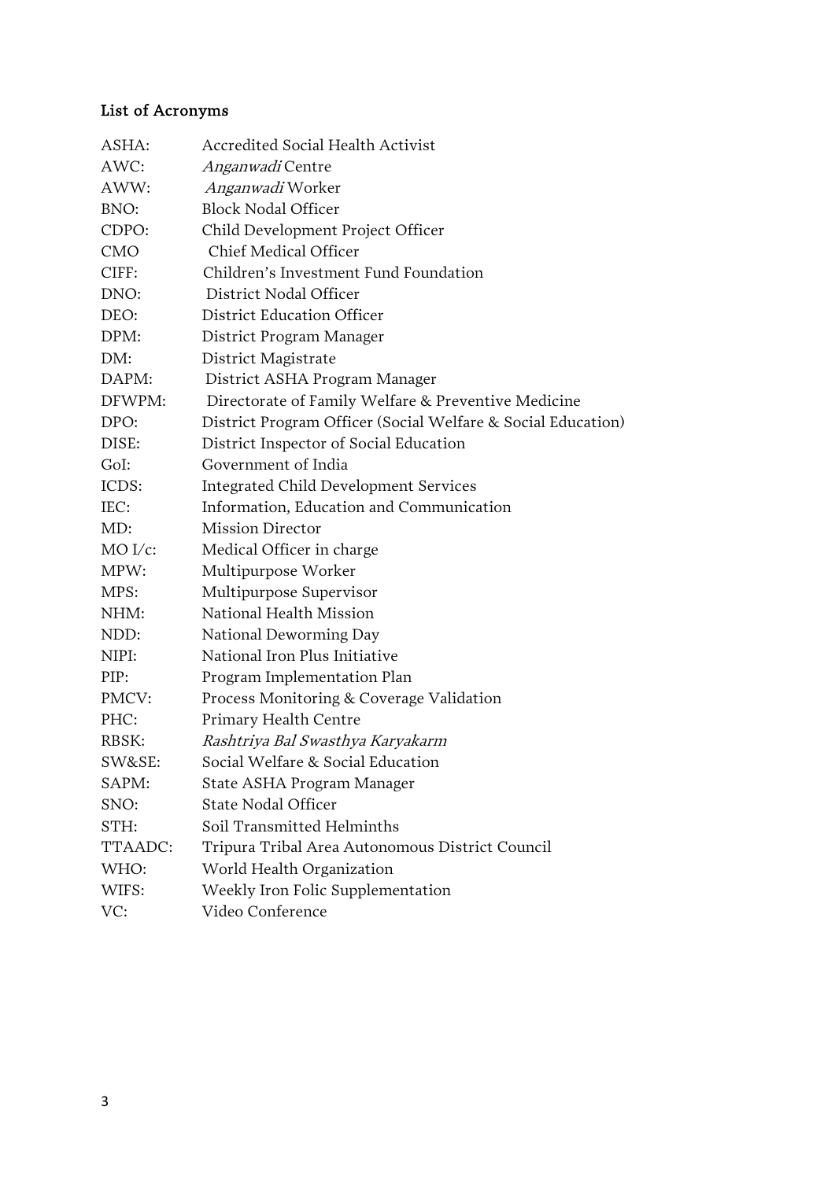## List of Acronyms

| | |
|---|---|
| ASHA: | Accredited Social Health Activist |
| AWC: | *Anganwadi* Centre |
| AWW: | *Anganwadi* Worker |
| BNO: | Block Nodal Officer |
| CDPO: | Child Development Project Officer |
| CMO | Chief Medical Officer |
| CIFF: | Children's Investment Fund Foundation |
| DNO: | District Nodal Officer |
| DEO: | District Education Officer |
| DPM: | District Program Manager |
| DM: | District Magistrate |
| DAPM: | District ASHA Program Manager |
| DFWPM: | Directorate of Family Welfare & Preventive Medicine |
| DPO: | District Program Officer (Social Welfare & Social Education) |
| DISE: | District Inspector of Social Education |
| GoI: | Government of India |
| ICDS: | Integrated Child Development Services |
| IEC: | Information, Education and Communication |
| MD: | Mission Director |
| MO I/c: | Medical Officer in charge |
| MPW: | Multipurpose Worker |
| MPS: | Multipurpose Supervisor |
| NHM: | National Health Mission |
| NDD: | National Deworming Day |
| NIPI: | National Iron Plus Initiative |
| PIP: | Program Implementation Plan |
| PMCV: | Process Monitoring & Coverage Validation |
| PHC: | Primary Health Centre |
| RBSK: | *Rashtriya Bal Swasthya Karyakarm* |
| SW&SE: | Social Welfare & Social Education |
| SAPM: | State ASHA Program Manager |
| SNO: | State Nodal Officer |
| STH: | Soil Transmitted Helminths |
| TTAADC: | Tripura Tribal Area Autonomous District Council |
| WHO: | World Health Organization |
| WIFS: | Weekly Iron Folic Supplementation |
| VC: | Video Conference |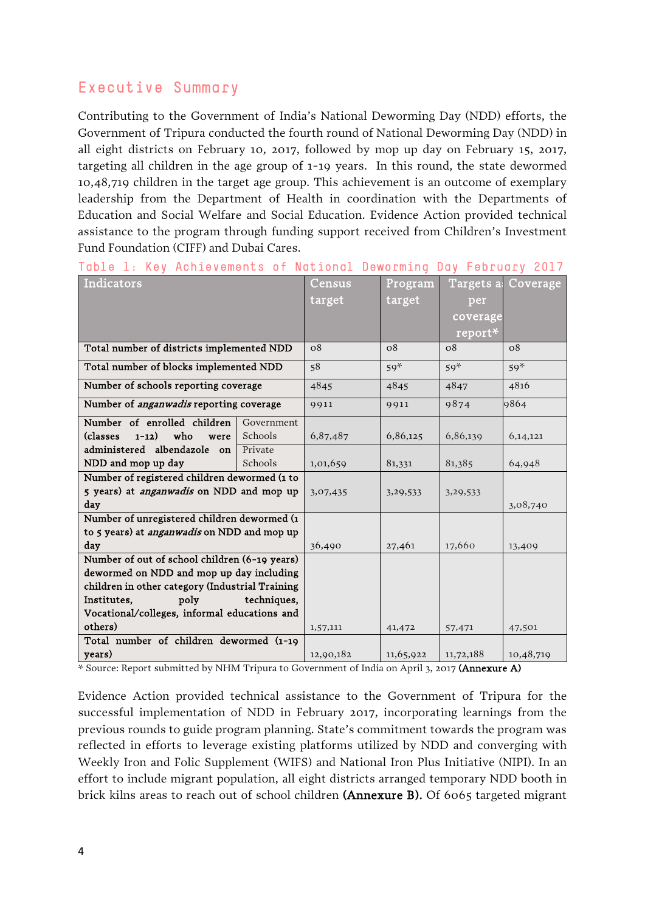## Executive Summary

Contributing to the Government of India's National Deworming Day (NDD) efforts, the Government of Tripura conducted the fourth round of National Deworming Day (NDD) in all eight districts on February 10, 2017, followed by mop up day on February 15, 2017, targeting all children in the age group of 1-19 years. In this round, the state dewormed 10,48,719 children in the target age group. This achievement is an outcome of exemplary leadership from the Department of Health in coordination with the Departments of Education and Social Welfare and Social Education. Evidence Action provided technical assistance to the program through funding support received from Children's Investment Fund Foundation (CIFF) and Dubai Cares.

Table 1: Key Achievements of National Deworming Day February 2017

| Indicators | | Census target | Program target | Targets as per coverage report* | Coverage |
|---|---|---|---|---|---|
| Total number of districts implemented NDD | | 08 | 08 | 08 | 08 |
| Total number of blocks implemented NDD | | 58 | 59* | 59* | 59* |
| Number of schools reporting coverage | | 4845 | 4845 | 4847 | 4816 |
| Number of *anganwadis* reporting coverage | | 9911 | 9911 | 9874 | 9864 |
| Number of enrolled children (classes 1-12) who were administered albendazole on NDD and mop up day | Government Schools | 6,87,487 | 6,86,125 | 6,86,139 | 6,14,121 |
| | Private Schools | 1,01,659 | 81,331 | 81,385 | 64,948 |
| Number of registered children dewormed (1 to 5 years) at *anganwadis* on NDD and mop up day | | 3,07,435 | 3,29,533 | 3,29,533 | 3,08,740 |
| Number of unregistered children dewormed (1 to 5 years) at *anganwadis* on NDD and mop up day | | 36,490 | 27,461 | 17,660 | 13,409 |
| Number of out of school children (6-19 years) dewormed on NDD and mop up day including children in other category (Industrial Training Institutes, poly techniques, Vocational/colleges, informal educations and others) | | 1,57,111 | 41,472 | 57,471 | 47,501 |
| Total number of children dewormed (1-19 years) | | 12,90,182 | 11,65,922 | 11,72,188 | 10,48,719 |

\* Source: Report submitted by NHM Tripura to Government of India on April 3, 2017 **(Annexure A)**

Evidence Action provided technical assistance to the Government of Tripura for the successful implementation of NDD in February 2017, incorporating learnings from the previous rounds to guide program planning. State's commitment towards the program was reflected in efforts to leverage existing platforms utilized by NDD and converging with Weekly Iron and Folic Supplement (WIFS) and National Iron Plus Initiative (NIPI). In an effort to include migrant population, all eight districts arranged temporary NDD booth in brick kilns areas to reach out of school children **(Annexure B).** Of 6065 targeted migrant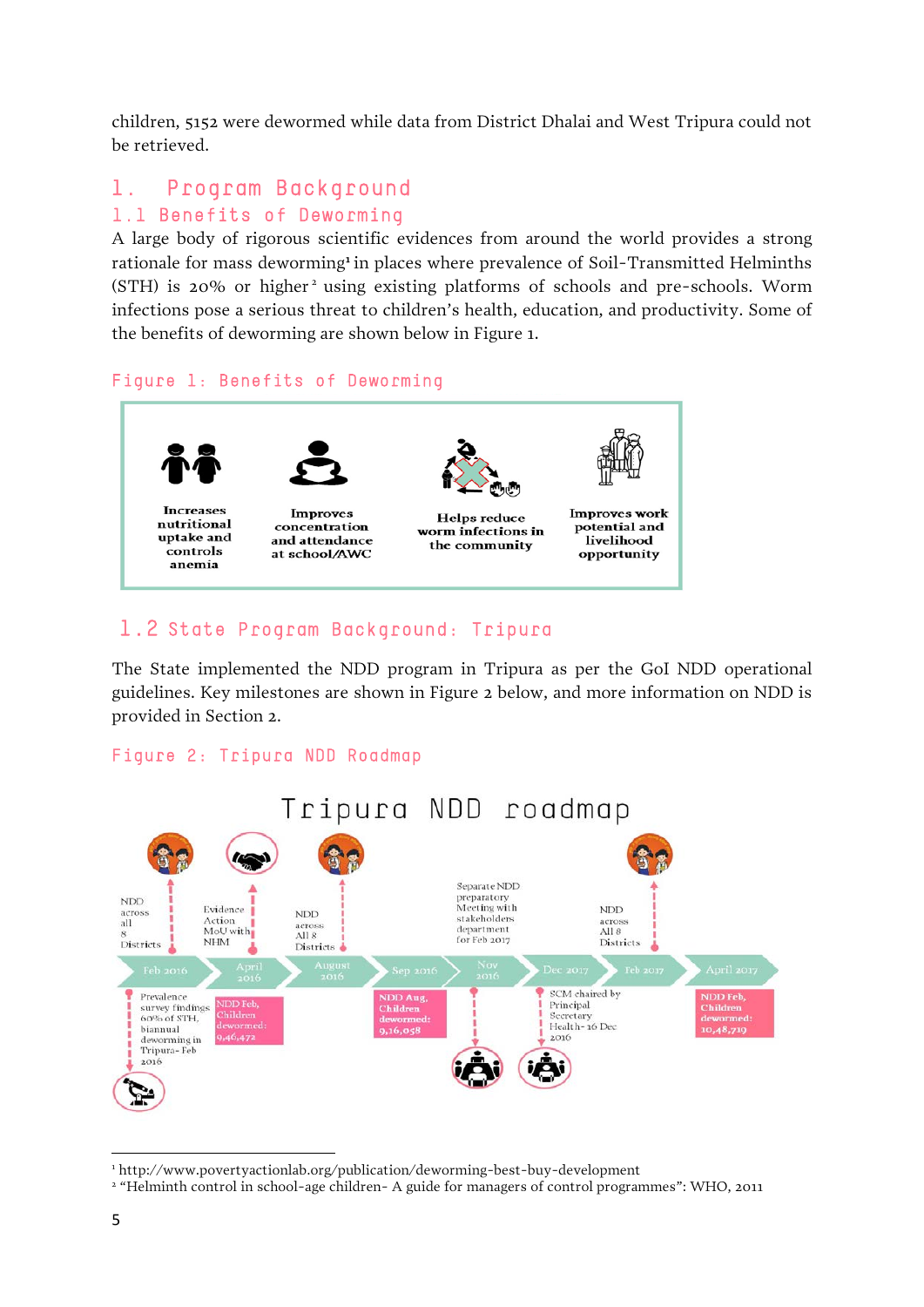children, 5152 were dewormed while data from District Dhalai and West Tripura could not be retrieved.

# 1. Program Background

## 1.1 Benefits of Deworming

A large body of rigorous scientific evidences from around the world provides a strong rationale for mass deworming[1] in places where prevalence of Soil-Transmitted Helminths (STH) is 20% or higher[2] using existing platforms of schools and pre-schools. Worm infections pose a serious threat to children's health, education, and productivity. Some of the benefits of deworming are shown below in Figure 1.

Figure 1: Benefits of Deworming

- Increases nutritional uptake and controls anemia
- Improves concentration and attendance at school/AWC
- Helps reduce worm infections in the community
- Improves work potential and livelihood opportunity

## 1.2 State Program Background: Tripura

The State implemented the NDD program in Tripura as per the GoI NDD operational guidelines. Key milestones are shown in Figure 2 below, and more information on NDD is provided in Section 2.

Figure 2: Tripura NDD Roadmap

Tripura NDD roadmap

- Feb 2016: NDD across all 8 Districts; Prevalence survey findings 60% of STH, biannual deworming in Tripura- Feb 2016
- April 2016: Evidence Action MoU with NHM; NDD Feb, Children dewormed: 9,46,472
- August 2016: NDD across All 8 Districts
- Sep 2016: NDD Aug, Children dewormed: 9,16,058
- Nov 2016: Separate NDD preparatory Meeting with stakeholders department for Feb 2017
- Dec 2017: SCM chaired by Principal Secretary Health- 16 Dec 2016
- Feb 2017: NDD across All 8 Districts
- April 2017: NDD Feb, Children dewormed: 10,48,719

---

[1] http://www.povertyactionlab.org/publication/deworming-best-buy-development

[2] "Helminth control in school-age children- A guide for managers of control programmes": WHO, 2011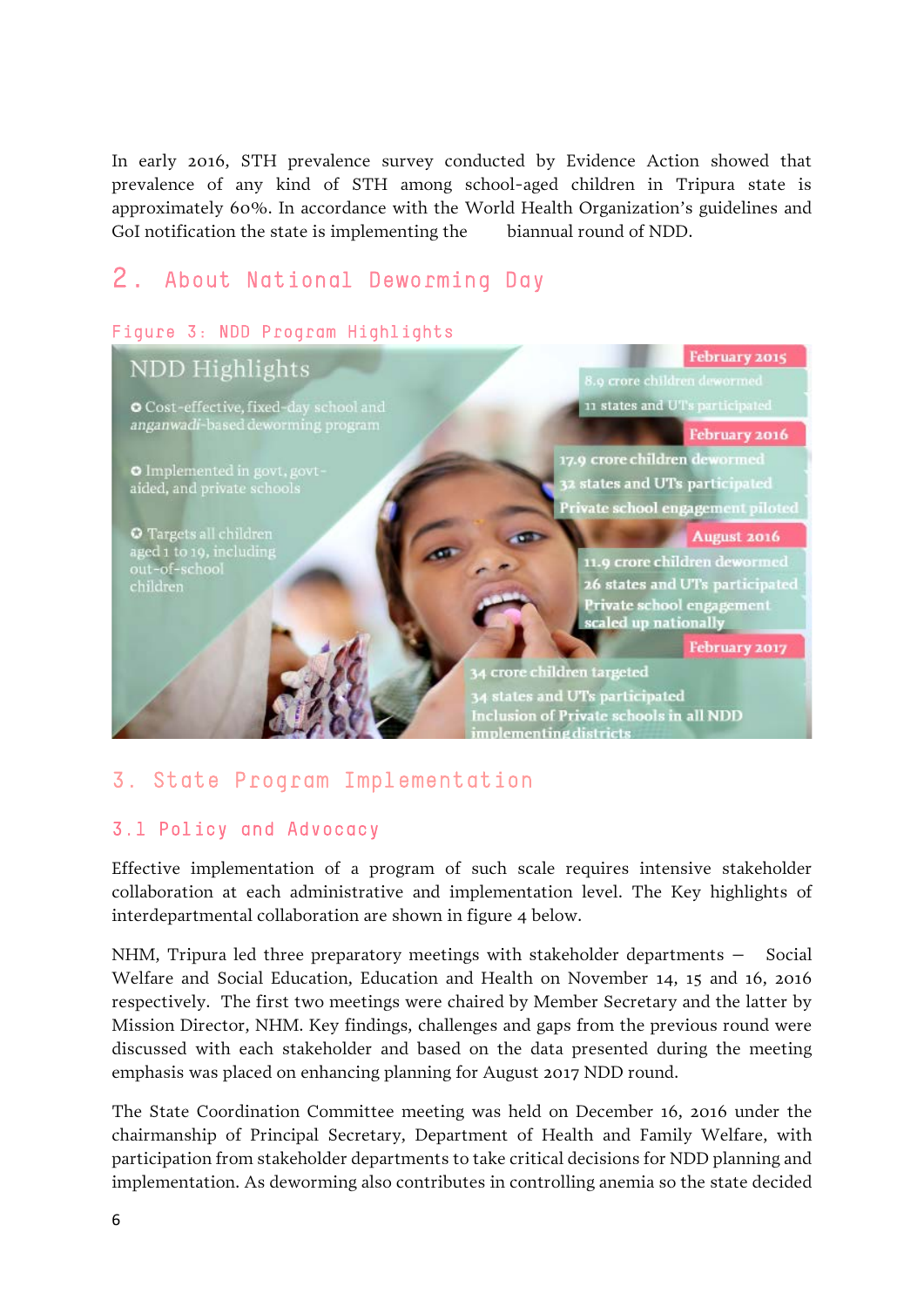In early 2016, STH prevalence survey conducted by Evidence Action showed that prevalence of any kind of STH among school-aged children in Tripura state is approximately 60%. In accordance with the World Health Organization's guidelines and GoI notification the state is implementing the biannual round of NDD.

# 2. About National Deworming Day

Figure 3: NDD Program Highlights

**NDD Highlights**

- Cost-effective, fixed-day school and *anganwadi*-based deworming program
- Implemented in govt, govt-aided, and private schools
- Targets all children aged 1 to 19, including out-of-school children

**February 2015**
8.9 crore children dewormed
11 states and UTs participated

**February 2016**
17.9 crore children dewormed
32 states and UTs participated
Private school engagement piloted

**August 2016**
11.9 crore children dewormed
26 states and UTs participated
Private school engagement scaled up nationally

**February 2017**
34 crore children targeted
34 states and UTs participated
Inclusion of Private schools in all NDD implementing districts

# 3. State Program Implementation

## 3.1 Policy and Advocacy

Effective implementation of a program of such scale requires intensive stakeholder collaboration at each administrative and implementation level. The Key highlights of interdepartmental collaboration are shown in figure 4 below.

NHM, Tripura led three preparatory meetings with stakeholder departments – Social Welfare and Social Education, Education and Health on November 14, 15 and 16, 2016 respectively. The first two meetings were chaired by Member Secretary and the latter by Mission Director, NHM. Key findings, challenges and gaps from the previous round were discussed with each stakeholder and based on the data presented during the meeting emphasis was placed on enhancing planning for August 2017 NDD round.

The State Coordination Committee meeting was held on December 16, 2016 under the chairmanship of Principal Secretary, Department of Health and Family Welfare, with participation from stakeholder departments to take critical decisions for NDD planning and implementation. As deworming also contributes in controlling anemia so the state decided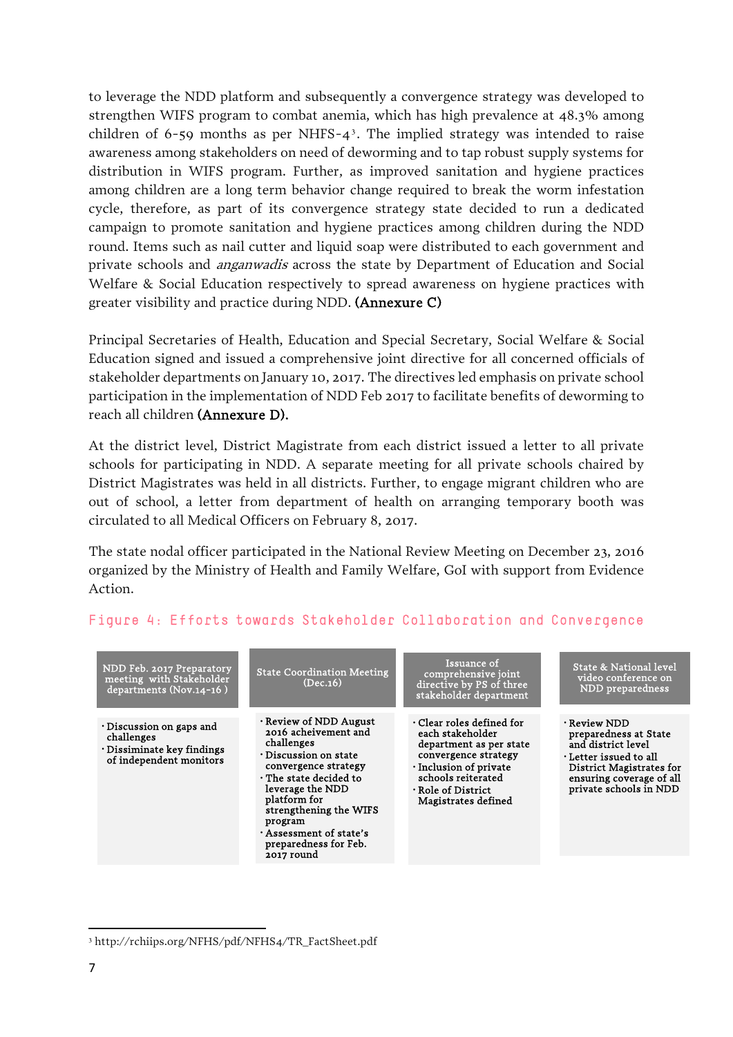to leverage the NDD platform and subsequently a convergence strategy was developed to strengthen WIFS program to combat anemia, which has high prevalence at 48.3% among children of 6-59 months as per NHFS-4[3]. The implied strategy was intended to raise awareness among stakeholders on need of deworming and to tap robust supply systems for distribution in WIFS program. Further, as improved sanitation and hygiene practices among children are a long term behavior change required to break the worm infestation cycle, therefore, as part of its convergence strategy state decided to run a dedicated campaign to promote sanitation and hygiene practices among children during the NDD round. Items such as nail cutter and liquid soap were distributed to each government and private schools and *anganwadis* across the state by Department of Education and Social Welfare & Social Education respectively to spread awareness on hygiene practices with greater visibility and practice during NDD. **(Annexure C)**

Principal Secretaries of Health, Education and Special Secretary, Social Welfare & Social Education signed and issued a comprehensive joint directive for all concerned officials of stakeholder departments on January 10, 2017. The directives led emphasis on private school participation in the implementation of NDD Feb 2017 to facilitate benefits of deworming to reach all children **(Annexure D).**

At the district level, District Magistrate from each district issued a letter to all private schools for participating in NDD. A separate meeting for all private schools chaired by District Magistrates was held in all districts. Further, to engage migrant children who are out of school, a letter from department of health on arranging temporary booth was circulated to all Medical Officers on February 8, 2017.

The state nodal officer participated in the National Review Meeting on December 23, 2016 organized by the Ministry of Health and Family Welfare, GoI with support from Evidence Action.

Figure 4: Efforts towards Stakeholder Collaboration and Convergence

| NDD Feb. 2017 Preparatory meeting with Stakeholder departments (Nov.14-16 ) | State Coordination Meeting (Dec.16) | Issuance of comprehensive joint directive by PS of three stakeholder department | State & National level video conference on NDD preparedness |
|---|---|---|---|
| · Discussion on gaps and challenges<br>· Dissiminate key findings of independent monitors | · Review of NDD August 2016 acheivement and challenges<br>· Discussion on state convergence strategy<br>· The state decided to leverage the NDD platform for strengthening the WIFS program<br>· Assessment of state's preparedness for Feb. 2017 round | · Clear roles defined for each stakeholder department as per state convergence strategy<br>· Inclusion of private schools reiterated<br>· Role of District Magistrates defined | · Review NDD preparedness at State and district level<br>· Letter issued to all District Magistrates for ensuring coverage of all private schools in NDD |

[3] http://rchiips.org/NFHS/pdf/NFHS4/TR_FactSheet.pdf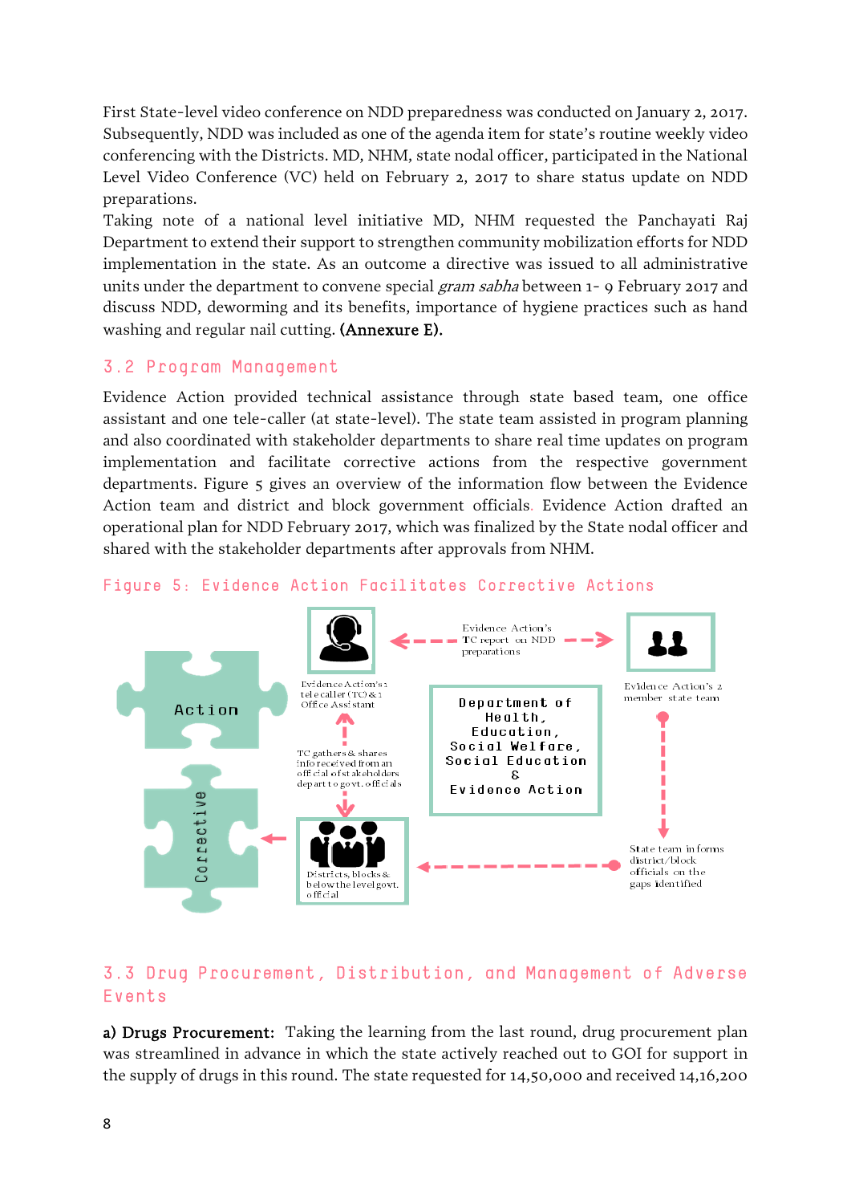First State-level video conference on NDD preparedness was conducted on January 2, 2017. Subsequently, NDD was included as one of the agenda item for state's routine weekly video conferencing with the Districts. MD, NHM, state nodal officer, participated in the National Level Video Conference (VC) held on February 2, 2017 to share status update on NDD preparations.

Taking note of a national level initiative MD, NHM requested the Panchayati Raj Department to extend their support to strengthen community mobilization efforts for NDD implementation in the state. As an outcome a directive was issued to all administrative units under the department to convene special *gram sabha* between 1- 9 February 2017 and discuss NDD, deworming and its benefits, importance of hygiene practices such as hand washing and regular nail cutting. **(Annexure E).**

## 3.2 Program Management

Evidence Action provided technical assistance through state based team, one office assistant and one tele-caller (at state-level). The state team assisted in program planning and also coordinated with stakeholder departments to share real time updates on program implementation and facilitate corrective actions from the respective government departments. Figure 5 gives an overview of the information flow between the Evidence Action team and district and block government officials. Evidence Action drafted an operational plan for NDD February 2017, which was finalized by the State nodal officer and shared with the stakeholder departments after approvals from NHM.

Figure 5: Evidence Action Facilitates Corrective Actions

Action

Corrective

Evidence Action's 1 tele caller (TC) & 1 Office Assistant

Evidence Action's TC report on NDD preparations

Evidence Action's 2 member state team

Department of Health, Education, Social Welfare, Social Education & Evidence Action

TC gathers & shares info received from an official of stakeholders department to govt. officials

Districts, blocks & below the level govt. official

State team informs district/block officials on the gaps identified

## 3.3 Drug Procurement, Distribution, and Management of Adverse Events

**a) Drugs Procurement:** Taking the learning from the last round, drug procurement plan was streamlined in advance in which the state actively reached out to GOI for support in the supply of drugs in this round. The state requested for 14,50,000 and received 14,16,200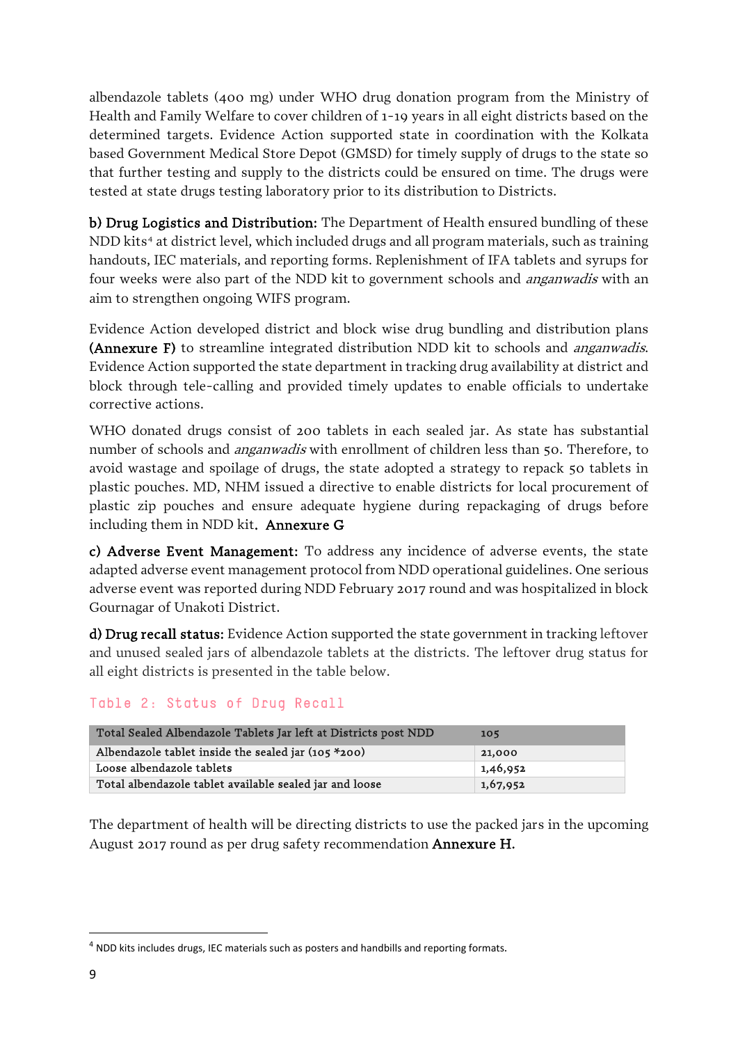albendazole tablets (400 mg) under WHO drug donation program from the Ministry of Health and Family Welfare to cover children of 1-19 years in all eight districts based on the determined targets. Evidence Action supported state in coordination with the Kolkata based Government Medical Store Depot (GMSD) for timely supply of drugs to the state so that further testing and supply to the districts could be ensured on time. The drugs were tested at state drugs testing laboratory prior to its distribution to Districts.

**b) Drug Logistics and Distribution:** The Department of Health ensured bundling of these NDD kits[4] at district level, which included drugs and all program materials, such as training handouts, IEC materials, and reporting forms. Replenishment of IFA tablets and syrups for four weeks were also part of the NDD kit to government schools and *anganwadis* with an aim to strengthen ongoing WIFS program.

Evidence Action developed district and block wise drug bundling and distribution plans **(Annexure F)** to streamline integrated distribution NDD kit to schools and *anganwadis*. Evidence Action supported the state department in tracking drug availability at district and block through tele-calling and provided timely updates to enable officials to undertake corrective actions.

WHO donated drugs consist of 200 tablets in each sealed jar. As state has substantial number of schools and *anganwadis* with enrollment of children less than 50. Therefore, to avoid wastage and spoilage of drugs, the state adopted a strategy to repack 50 tablets in plastic pouches. MD, NHM issued a directive to enable districts for local procurement of plastic zip pouches and ensure adequate hygiene during repackaging of drugs before including them in NDD kit. **Annexure G**

**c) Adverse Event Management:** To address any incidence of adverse events, the state adapted adverse event management protocol from NDD operational guidelines. One serious adverse event was reported during NDD February 2017 round and was hospitalized in block Gournagar of Unakoti District.

**d) Drug recall status:** Evidence Action supported the state government in tracking leftover and unused sealed jars of albendazole tablets at the districts. The leftover drug status for all eight districts is presented in the table below.

Table 2: Status of Drug Recall

| Total Sealed Albendazole Tablets Jar left at Districts post NDD | 105 |
|---|---|
| Albendazole tablet inside the sealed jar (105 *200) | 21,000 |
| Loose albendazole tablets | 1,46,952 |
| Total albendazole tablet available sealed jar and loose | 1,67,952 |

The department of health will be directing districts to use the packed jars in the upcoming August 2017 round as per drug safety recommendation **Annexure H.**

[4] NDD kits includes drugs, IEC materials such as posters and handbills and reporting formats.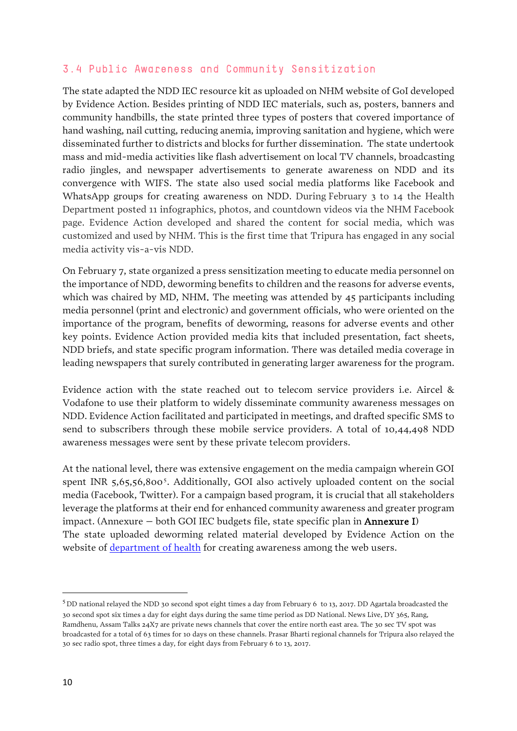### 3.4 Public Awareness and Community Sensitization

The state adapted the NDD IEC resource kit as uploaded on NHM website of GoI developed by Evidence Action. Besides printing of NDD IEC materials, such as, posters, banners and community handbills, the state printed three types of posters that covered importance of hand washing, nail cutting, reducing anemia, improving sanitation and hygiene, which were disseminated further to districts and blocks for further dissemination. The state undertook mass and mid-media activities like flash advertisement on local TV channels, broadcasting radio jingles, and newspaper advertisements to generate awareness on NDD and its convergence with WIFS. The state also used social media platforms like Facebook and WhatsApp groups for creating awareness on NDD. During February 3 to 14 the Health Department posted 11 infographics, photos, and countdown videos via the NHM Facebook page. Evidence Action developed and shared the content for social media, which was customized and used by NHM. This is the first time that Tripura has engaged in any social media activity vis-a-vis NDD.

On February 7, state organized a press sensitization meeting to educate media personnel on the importance of NDD, deworming benefits to children and the reasons for adverse events, which was chaired by MD, NHM. The meeting was attended by 45 participants including media personnel (print and electronic) and government officials, who were oriented on the importance of the program, benefits of deworming, reasons for adverse events and other key points. Evidence Action provided media kits that included presentation, fact sheets, NDD briefs, and state specific program information. There was detailed media coverage in leading newspapers that surely contributed in generating larger awareness for the program.

Evidence action with the state reached out to telecom service providers i.e. Aircel & Vodafone to use their platform to widely disseminate community awareness messages on NDD. Evidence Action facilitated and participated in meetings, and drafted specific SMS to send to subscribers through these mobile service providers. A total of 10,44,498 NDD awareness messages were sent by these private telecom providers.

At the national level, there was extensive engagement on the media campaign wherein GOI spent INR 5,65,56,800[5]. Additionally, GOI also actively uploaded content on the social media (Facebook, Twitter). For a campaign based program, it is crucial that all stakeholders leverage the platforms at their end for enhanced community awareness and greater program impact. (Annexure – both GOI IEC budgets file, state specific plan in **Annexure I**)
The state uploaded deworming related material developed by Evidence Action on the website of [department of health](department of health) for creating awareness among the web users.

---

[5] DD national relayed the NDD 30 second spot eight times a day from February 6 to 13, 2017. DD Agartala broadcasted the 30 second spot six times a day for eight days during the same time period as DD National. News Live, DY 365, Rang, Ramdhenu, Assam Talks 24X7 are private news channels that cover the entire north east area. The 30 sec TV spot was broadcasted for a total of 63 times for 10 days on these channels. Prasar Bharti regional channels for Tripura also relayed the 30 sec radio spot, three times a day, for eight days from February 6 to 13, 2017.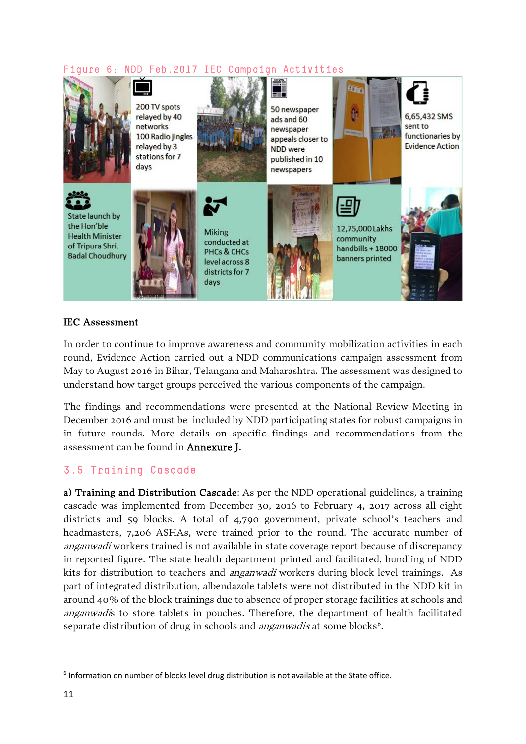Figure 6: NDD Feb.2017 IEC Campaign Activities

200 TV spots relayed by 40 networks 100 Radio jingles relayed by 3 stations for 7 days

50 newspaper ads and 60 newspaper appeals closer to NDD were published in 10 newspapers

6,65,432 SMS sent to functionaries by Evidence Action

State launch by the Hon'ble Health Minister of Tripura Shri. Badal Choudhury

Miking conducted at PHCs & CHCs level across 8 districts for 7 days

12,75,000 Lakhs community handbills + 18000 banners printed

**IEC Assessment**

In order to continue to improve awareness and community mobilization activities in each round, Evidence Action carried out a NDD communications campaign assessment from May to August 2016 in Bihar, Telangana and Maharashtra. The assessment was designed to understand how target groups perceived the various components of the campaign.

The findings and recommendations were presented at the National Review Meeting in December 2016 and must be included by NDD participating states for robust campaigns in in future rounds. More details on specific findings and recommendations from the assessment can be found in **Annexure J.**

## 3.5 Training Cascade

**a) Training and Distribution Cascade**: As per the NDD operational guidelines, a training cascade was implemented from December 30, 2016 to February 4, 2017 across all eight districts and 59 blocks. A total of 4,790 government, private school's teachers and headmasters, 7,206 ASHAs, were trained prior to the round. The accurate number of *anganwadi* workers trained is not available in state coverage report because of discrepancy in reported figure. The state health department printed and facilitated, bundling of NDD kits for distribution to teachers and *anganwadi* workers during block level trainings. As part of integrated distribution, albendazole tablets were not distributed in the NDD kit in around 40% of the block trainings due to absence of proper storage facilities at schools and *anganwadi*s to store tablets in pouches. Therefore, the department of health facilitated separate distribution of drug in schools and *anganwadis* at some blocks[6].

[6] Information on number of blocks level drug distribution is not available at the State office.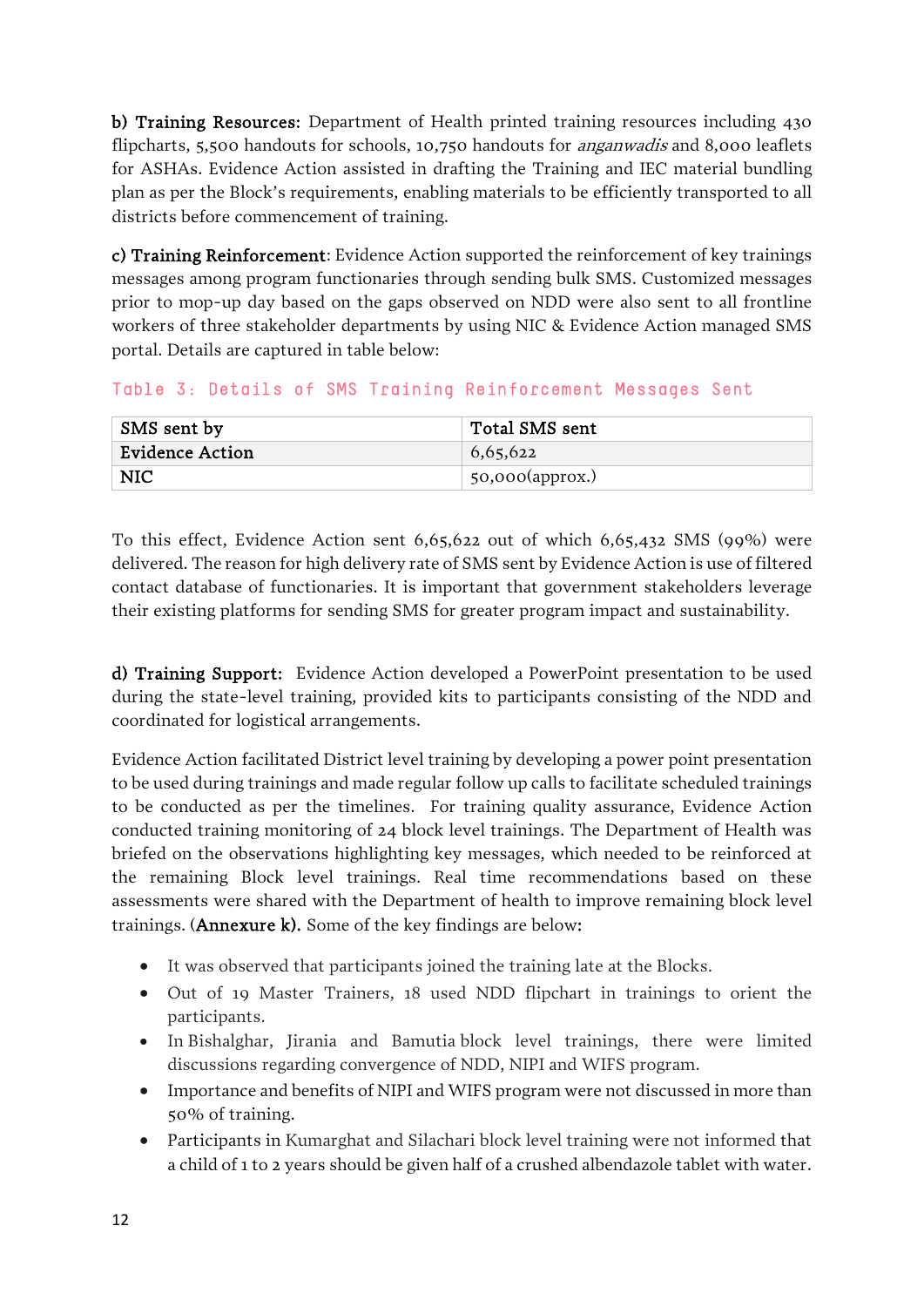**b) Training Resources:** Department of Health printed training resources including 430 flipcharts, 5,500 handouts for schools, 10,750 handouts for *anganwadis* and 8,000 leaflets for ASHAs. Evidence Action assisted in drafting the Training and IEC material bundling plan as per the Block's requirements, enabling materials to be efficiently transported to all districts before commencement of training.

**c) Training Reinforcement**: Evidence Action supported the reinforcement of key trainings messages among program functionaries through sending bulk SMS. Customized messages prior to mop-up day based on the gaps observed on NDD were also sent to all frontline workers of three stakeholder departments by using NIC & Evidence Action managed SMS portal. Details are captured in table below:

Table 3: Details of SMS Training Reinforcement Messages Sent

| SMS sent by | Total SMS sent |
|---|---|
| Evidence Action | 6,65,622 |
| NIC | 50,000(approx.) |

To this effect, Evidence Action sent 6,65,622 out of which 6,65,432 SMS (99%) were delivered. The reason for high delivery rate of SMS sent by Evidence Action is use of filtered contact database of functionaries. It is important that government stakeholders leverage their existing platforms for sending SMS for greater program impact and sustainability.

**d) Training Support:** Evidence Action developed a PowerPoint presentation to be used during the state-level training, provided kits to participants consisting of the NDD and coordinated for logistical arrangements.

Evidence Action facilitated District level training by developing a power point presentation to be used during trainings and made regular follow up calls to facilitate scheduled trainings to be conducted as per the timelines. For training quality assurance, Evidence Action conducted training monitoring of 24 block level trainings. The Department of Health was briefed on the observations highlighting key messages, which needed to be reinforced at the remaining Block level trainings. Real time recommendations based on these assessments were shared with the Department of health to improve remaining block level trainings. (**Annexure k**). Some of the key findings are below:

- It was observed that participants joined the training late at the Blocks.
- Out of 19 Master Trainers, 18 used NDD flipchart in trainings to orient the participants.
- In Bishalghar, Jirania and Bamutia block level trainings, there were limited discussions regarding convergence of NDD, NIPI and WIFS program.
- Importance and benefits of NIPI and WIFS program were not discussed in more than 50% of training.
- Participants in Kumarghat and Silachari block level training were not informed that a child of 1 to 2 years should be given half of a crushed albendazole tablet with water.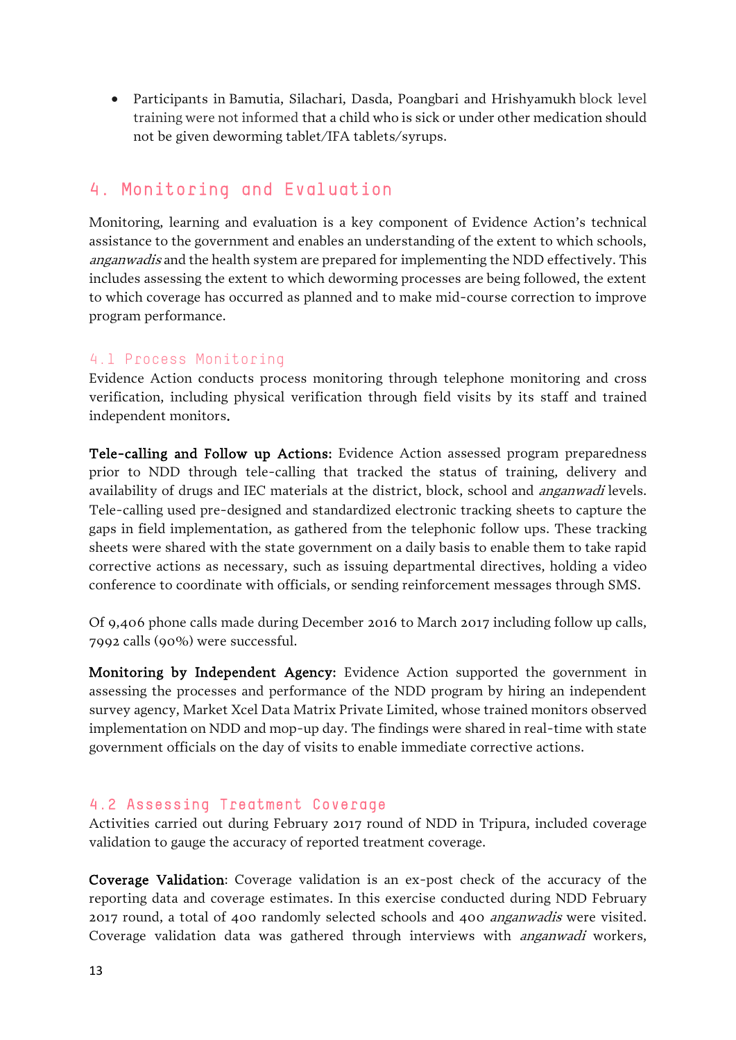- Participants in Bamutia, Silachari, Dasda, Poangbari and Hrishyamukh block level training were not informed that a child who is sick or under other medication should not be given deworming tablet/IFA tablets/syrups.

## 4. Monitoring and Evaluation

Monitoring, learning and evaluation is a key component of Evidence Action's technical assistance to the government and enables an understanding of the extent to which schools, *anganwadis* and the health system are prepared for implementing the NDD effectively. This includes assessing the extent to which deworming processes are being followed, the extent to which coverage has occurred as planned and to make mid-course correction to improve program performance.

### 4.1 Process Monitoring

Evidence Action conducts process monitoring through telephone monitoring and cross verification, including physical verification through field visits by its staff and trained independent monitors.

**Tele-calling and Follow up Actions:** Evidence Action assessed program preparedness prior to NDD through tele-calling that tracked the status of training, delivery and availability of drugs and IEC materials at the district, block, school and *anganwadi* levels. Tele-calling used pre-designed and standardized electronic tracking sheets to capture the gaps in field implementation, as gathered from the telephonic follow ups. These tracking sheets were shared with the state government on a daily basis to enable them to take rapid corrective actions as necessary, such as issuing departmental directives, holding a video conference to coordinate with officials, or sending reinforcement messages through SMS.

Of 9,406 phone calls made during December 2016 to March 2017 including follow up calls, 7992 calls (90%) were successful.

**Monitoring by Independent Agency:** Evidence Action supported the government in assessing the processes and performance of the NDD program by hiring an independent survey agency, Market Xcel Data Matrix Private Limited, whose trained monitors observed implementation on NDD and mop-up day. The findings were shared in real-time with state government officials on the day of visits to enable immediate corrective actions.

### 4.2 Assessing Treatment Coverage

Activities carried out during February 2017 round of NDD in Tripura, included coverage validation to gauge the accuracy of reported treatment coverage.

**Coverage Validation**: Coverage validation is an ex-post check of the accuracy of the reporting data and coverage estimates. In this exercise conducted during NDD February 2017 round, a total of 400 randomly selected schools and 400 *anganwadis* were visited. Coverage validation data was gathered through interviews with *anganwadi* workers,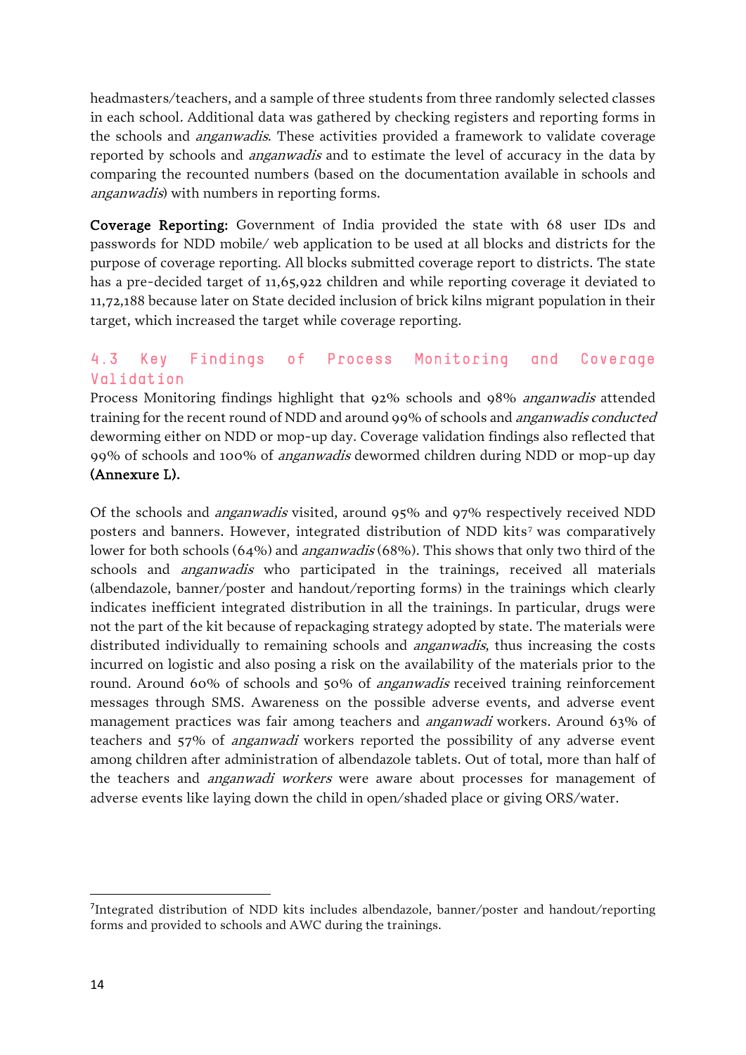headmasters/teachers, and a sample of three students from three randomly selected classes in each school. Additional data was gathered by checking registers and reporting forms in the schools and *anganwadis*. These activities provided a framework to validate coverage reported by schools and *anganwadis* and to estimate the level of accuracy in the data by comparing the recounted numbers (based on the documentation available in schools and *anganwadis*) with numbers in reporting forms.

**Coverage Reporting:** Government of India provided the state with 68 user IDs and passwords for NDD mobile/ web application to be used at all blocks and districts for the purpose of coverage reporting. All blocks submitted coverage report to districts. The state has a pre-decided target of 11,65,922 children and while reporting coverage it deviated to 11,72,188 because later on State decided inclusion of brick kilns migrant population in their target, which increased the target while coverage reporting.

## 4.3 Key Findings of Process Monitoring and Coverage Validation

Process Monitoring findings highlight that 92% schools and 98% *anganwadis* attended training for the recent round of NDD and around 99% of schools and *anganwadis conducted* deworming either on NDD or mop-up day. Coverage validation findings also reflected that 99% of schools and 100% of *anganwadis* dewormed children during NDD or mop-up day **(Annexure L).**

Of the schools and *anganwadis* visited, around 95% and 97% respectively received NDD posters and banners. However, integrated distribution of NDD kits[7] was comparatively lower for both schools (64%) and *anganwadis* (68%). This shows that only two third of the schools and *anganwadis* who participated in the trainings, received all materials (albendazole, banner/poster and handout/reporting forms) in the trainings which clearly indicates inefficient integrated distribution in all the trainings. In particular, drugs were not the part of the kit because of repackaging strategy adopted by state. The materials were distributed individually to remaining schools and *anganwadis*, thus increasing the costs incurred on logistic and also posing a risk on the availability of the materials prior to the round. Around 60% of schools and 50% of *anganwadis* received training reinforcement messages through SMS. Awareness on the possible adverse events, and adverse event management practices was fair among teachers and *anganwadi* workers. Around 63% of teachers and 57% of *anganwadi* workers reported the possibility of any adverse event among children after administration of albendazole tablets. Out of total, more than half of the teachers and *anganwadi workers* were aware about processes for management of adverse events like laying down the child in open/shaded place or giving ORS/water.

---

[7]Integrated distribution of NDD kits includes albendazole, banner/poster and handout/reporting forms and provided to schools and AWC during the trainings.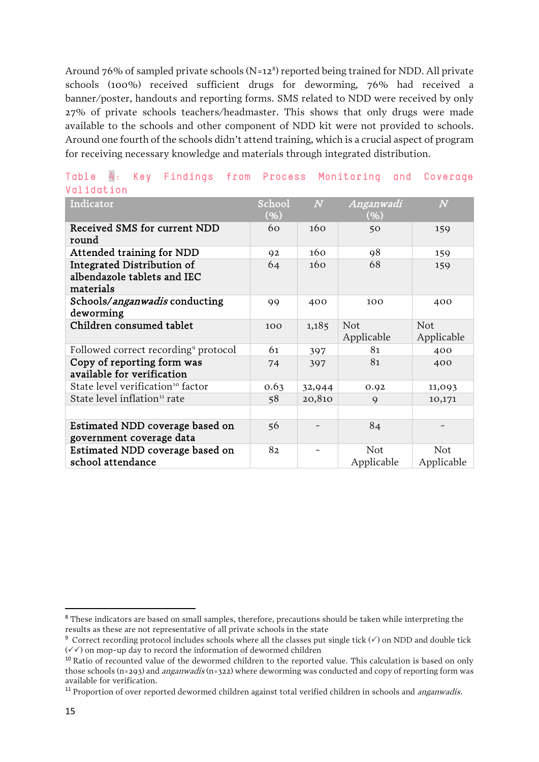Around 76% of sampled private schools (N=12[8]) reported being trained for NDD. All private schools (100%) received sufficient drugs for deworming, 76% had received a banner/poster, handouts and reporting forms. SMS related to NDD were received by only 27% of private schools teachers/headmaster. This shows that only drugs were made available to the schools and other component of NDD kit were not provided to schools. Around one fourth of the schools didn't attend training, which is a crucial aspect of program for receiving necessary knowledge and materials through integrated distribution.

Table 4: Key Findings from Process Monitoring and Coverage Validation

| Indicator | School (%) | *N* | *Anganwadi* (%) | *N* |
|---|---|---|---|---|
| **Received SMS for current NDD round** | 60 | 160 | 50 | 159 |
| **Attended training for NDD** | 92 | 160 | 98 | 159 |
| **Integrated Distribution of albendazole tablets and IEC materials** | 64 | 160 | 68 | 159 |
| **Schools/*anganwadis* conducting deworming** | 99 | 400 | 100 | 400 |
| **Children consumed tablet** | 100 | 1,185 | Not Applicable | Not Applicable |
| Followed correct recording[9] protocol | 61 | 397 | 81 | 400 |
| **Copy of reporting form was available for verification** | 74 | 397 | 81 | 400 |
| State level verification[10] factor | 0.63 | 32,944 | 0.92 | 11,093 |
| State level inflation[11] rate | 58 | 20,810 | 9 | 10,171 |
| | | | | |
| **Estimated NDD coverage based on government coverage data** | 56 | - | 84 | - |
| **Estimated NDD coverage based on school attendance** | 82 | - | Not Applicable | Not Applicable |

[8] These indicators are based on small samples, therefore, precautions should be taken while interpreting the results as these are not representative of all private schools in the state

[9] Correct recording protocol includes schools where all the classes put single tick (✓) on NDD and double tick (✓✓) on mop-up day to record the information of dewormed children

[10] Ratio of recounted value of the dewormed children to the reported value. This calculation is based on only those schools (n=293) and *anganwadis* (n=322) where deworming was conducted and copy of reporting form was available for verification.

[11] Proportion of over reported dewormed children against total verified children in schools and *anganwadis.*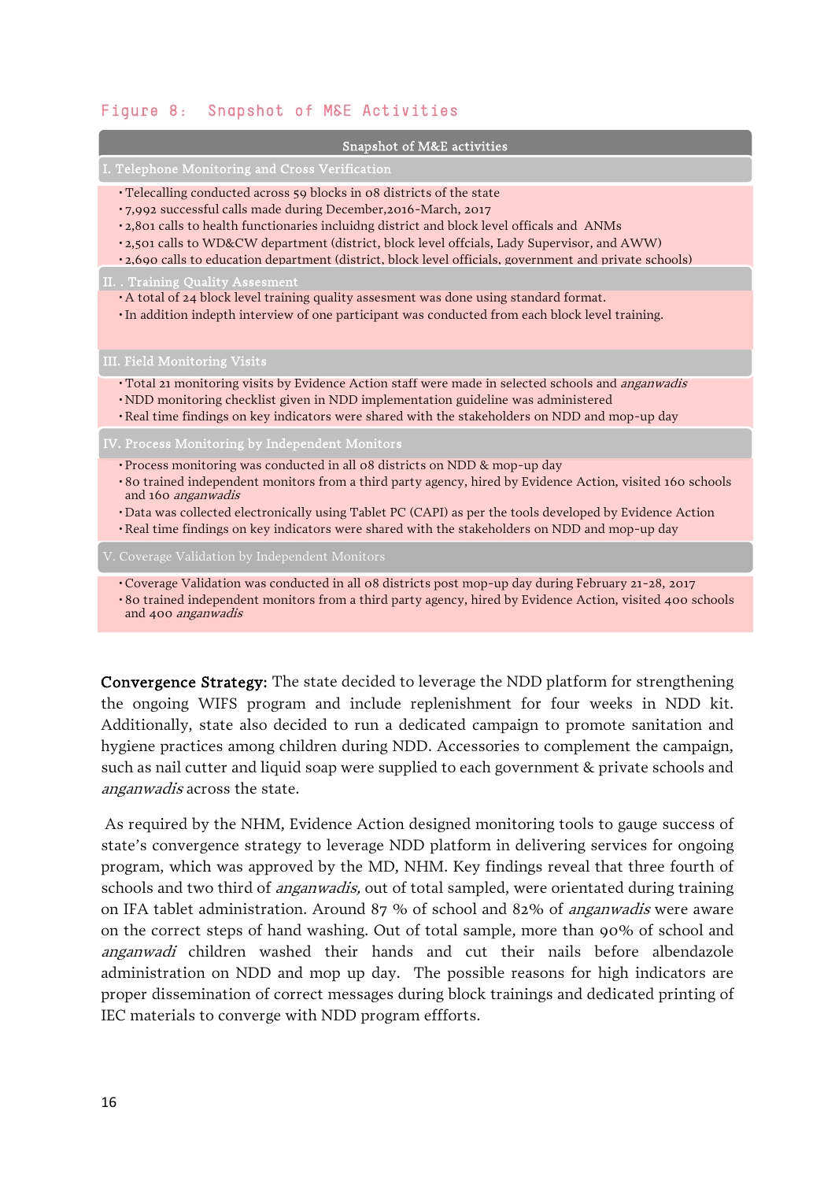Figure 8: Snapshot of M&E Activities

**Snapshot of M&E activities**

**I. Telephone Monitoring and Cross Verification**

- Telecalling conducted across 59 blocks in 08 districts of the state
- 7,992 successful calls made during December,2016-March, 2017
- 2,801 calls to health functionaries incluidng district and block level officals and ANMs
- 2,501 calls to WD&CW department (district, block level offcials, Lady Supervisor, and AWW)
- 2,690 calls to education department (district, block level officials, government and private schools)

**II. . Training Quality Assesment**

- A total of 24 block level training quality assesment was done using standard format.
- In addition indepth interview of one participant was conducted from each block level training.

**III. Field Monitoring Visits**

- Total 21 monitoring visits by Evidence Action staff were made in selected schools and *anganwadis*
- NDD monitoring checklist given in NDD implementation guideline was administered
- Real time findings on key indicators were shared with the stakeholders on NDD and mop-up day

**IV. Process Monitoring by Independent Monitors**

- Process monitoring was conducted in all 08 districts on NDD & mop-up day
- 80 trained independent monitors from a third party agency, hired by Evidence Action, visited 160 schools and 160 *anganwadis*
- Data was collected electronically using Tablet PC (CAPI) as per the tools developed by Evidence Action
- Real time findings on key indicators were shared with the stakeholders on NDD and mop-up day

**V. Coverage Validation by Independent Monitors**

- Coverage Validation was conducted in all 08 districts post mop-up day during February 21-28, 2017
- 80 trained independent monitors from a third party agency, hired by Evidence Action, visited 400 schools and 400 *anganwadis*

**Convergence Strategy:** The state decided to leverage the NDD platform for strengthening the ongoing WIFS program and include replenishment for four weeks in NDD kit. Additionally, state also decided to run a dedicated campaign to promote sanitation and hygiene practices among children during NDD. Accessories to complement the campaign, such as nail cutter and liquid soap were supplied to each government & private schools and *anganwadis* across the state.

As required by the NHM, Evidence Action designed monitoring tools to gauge success of state's convergence strategy to leverage NDD platform in delivering services for ongoing program, which was approved by the MD, NHM. Key findings reveal that three fourth of schools and two third of *anganwadis,* out of total sampled, were orientated during training on IFA tablet administration. Around 87 % of school and 82% of *anganwadis* were aware on the correct steps of hand washing. Out of total sample, more than 90% of school and *anganwadi* children washed their hands and cut their nails before albendazole administration on NDD and mop up day. The possible reasons for high indicators are proper dissemination of correct messages during block trainings and dedicated printing of IEC materials to converge with NDD program effforts.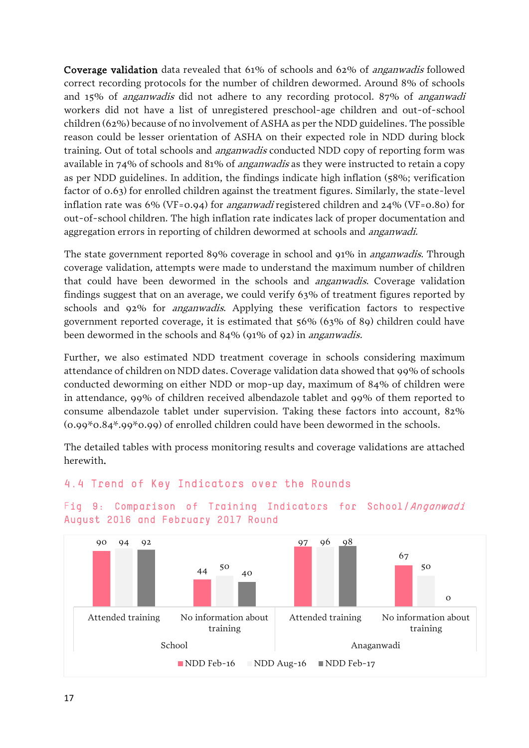**Coverage validation** data revealed that 61% of schools and 62% of *anganwadis* followed correct recording protocols for the number of children dewormed. Around 8% of schools and 15% of *anganwadis* did not adhere to any recording protocol. 87% of *anganwadi* workers did not have a list of unregistered preschool-age children and out-of-school children (62%) because of no involvement of ASHA as per the NDD guidelines. The possible reason could be lesser orientation of ASHA on their expected role in NDD during block training. Out of total schools and *anganwadis* conducted NDD copy of reporting form was available in 74% of schools and 81% of *anganwadis* as they were instructed to retain a copy as per NDD guidelines. In addition, the findings indicate high inflation (58%; verification factor of 0.63) for enrolled children against the treatment figures. Similarly, the state-level inflation rate was 6% (VF=0.94) for *anganwadi* registered children and 24% (VF=0.80) for out-of-school children. The high inflation rate indicates lack of proper documentation and aggregation errors in reporting of children dewormed at schools and *anganwadi.*

The state government reported 89% coverage in school and 91% in *anganwadis*. Through coverage validation, attempts were made to understand the maximum number of children that could have been dewormed in the schools and *anganwadis*. Coverage validation findings suggest that on an average, we could verify 63% of treatment figures reported by schools and 92% for *anganwadis*. Applying these verification factors to respective government reported coverage, it is estimated that 56% (63% of 89) children could have been dewormed in the schools and 84% (91% of 92) in *anganwadis.*

Further, we also estimated NDD treatment coverage in schools considering maximum attendance of children on NDD dates. Coverage validation data showed that 99% of schools conducted deworming on either NDD or mop-up day, maximum of 84% of children were in attendance, 99% of children received albendazole tablet and 99% of them reported to consume albendazole tablet under supervision. Taking these factors into account, 82% (0.99*0.84*.99*0.99) of enrolled children could have been dewormed in the schools.

The detailed tables with process monitoring results and coverage validations are attached herewith.

## 4.4 Trend of Key Indicators over the Rounds

Fig 9: Comparison of Training Indicators for School/*Anganwadi* August 2016 and February 2017 Round

| | | NDD Feb-16 | NDD Aug-16 | NDD Feb-17 |
|---|---|---|---|---|
| School | Attended training | 90 | 94 | 92 |
| | No information about training | 44 | 50 | 40 |
| Anaganwadi | Attended training | 97 | 96 | 98 |
| | No information about training | 67 | 50 | 0 |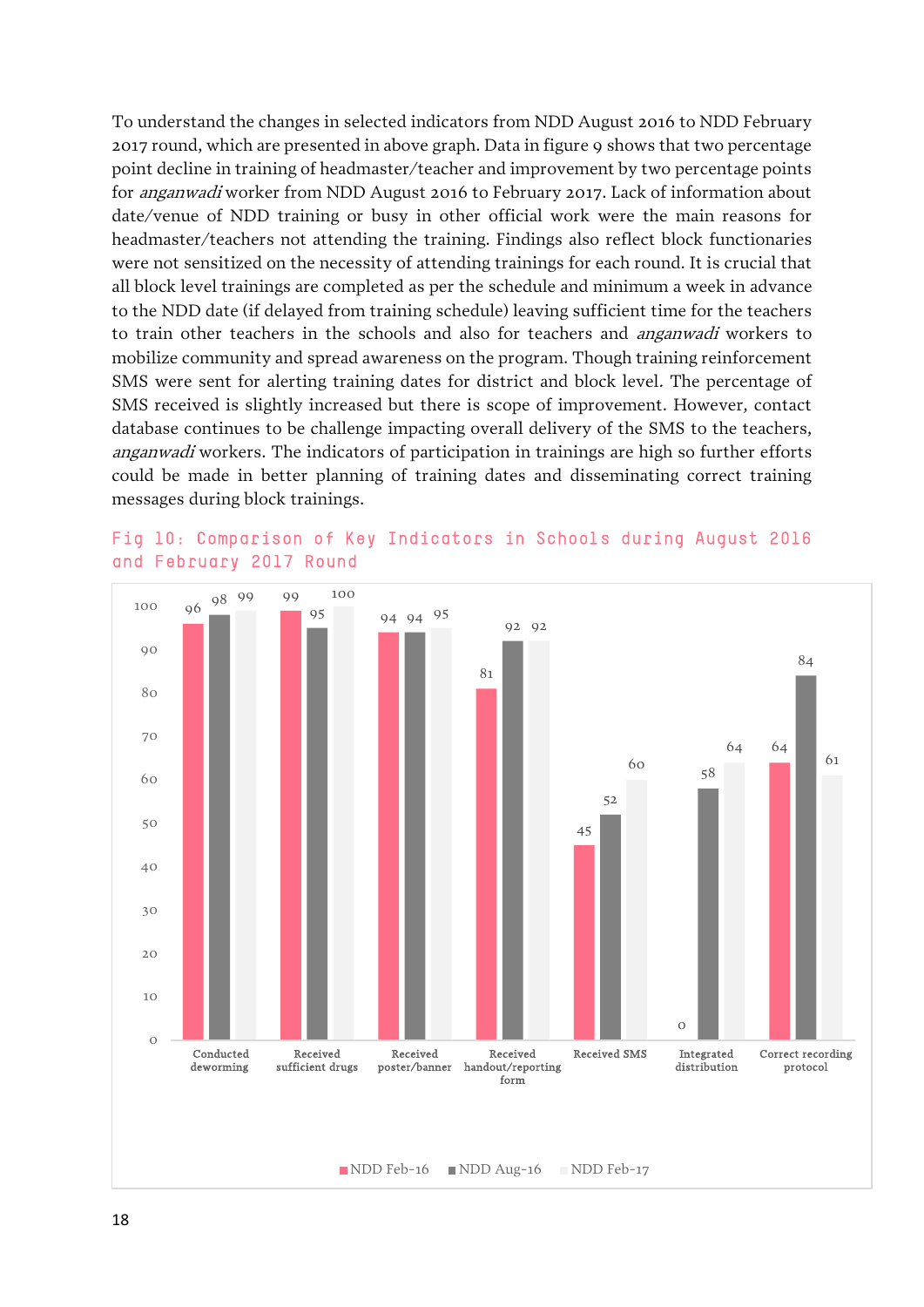To understand the changes in selected indicators from NDD August 2016 to NDD February 2017 round, which are presented in above graph. Data in figure 9 shows that two percentage point decline in training of headmaster/teacher and improvement by two percentage points for *anganwadi* worker from NDD August 2016 to February 2017. Lack of information about date/venue of NDD training or busy in other official work were the main reasons for headmaster/teachers not attending the training. Findings also reflect block functionaries were not sensitized on the necessity of attending trainings for each round. It is crucial that all block level trainings are completed as per the schedule and minimum a week in advance to the NDD date (if delayed from training schedule) leaving sufficient time for the teachers to train other teachers in the schools and also for teachers and *anganwadi* workers to mobilize community and spread awareness on the program. Though training reinforcement SMS were sent for alerting training dates for district and block level. The percentage of SMS received is slightly increased but there is scope of improvement. However, contact database continues to be challenge impacting overall delivery of the SMS to the teachers, *anganwadi* workers. The indicators of participation in trainings are high so further efforts could be made in better planning of training dates and disseminating correct training messages during block trainings.

Fig 10: Comparison of Key Indicators in Schools during August 2016 and February 2017 Round

| Indicator | NDD Feb-16 | NDD Aug-16 | NDD Feb-17 |
|---|---|---|---|
| Conducted deworming | 96 | 98 | 99 |
| Received sufficient drugs | 99 | 95 | 100 |
| Received poster/banner | 94 | 94 | 95 |
| Received handout/reporting form | 81 | 92 | 92 |
| Received SMS | 45 | 52 | 60 |
| Integrated distribution | 0 | 58 | 64 |
| Correct recording protocol | 64 | 84 | 61 |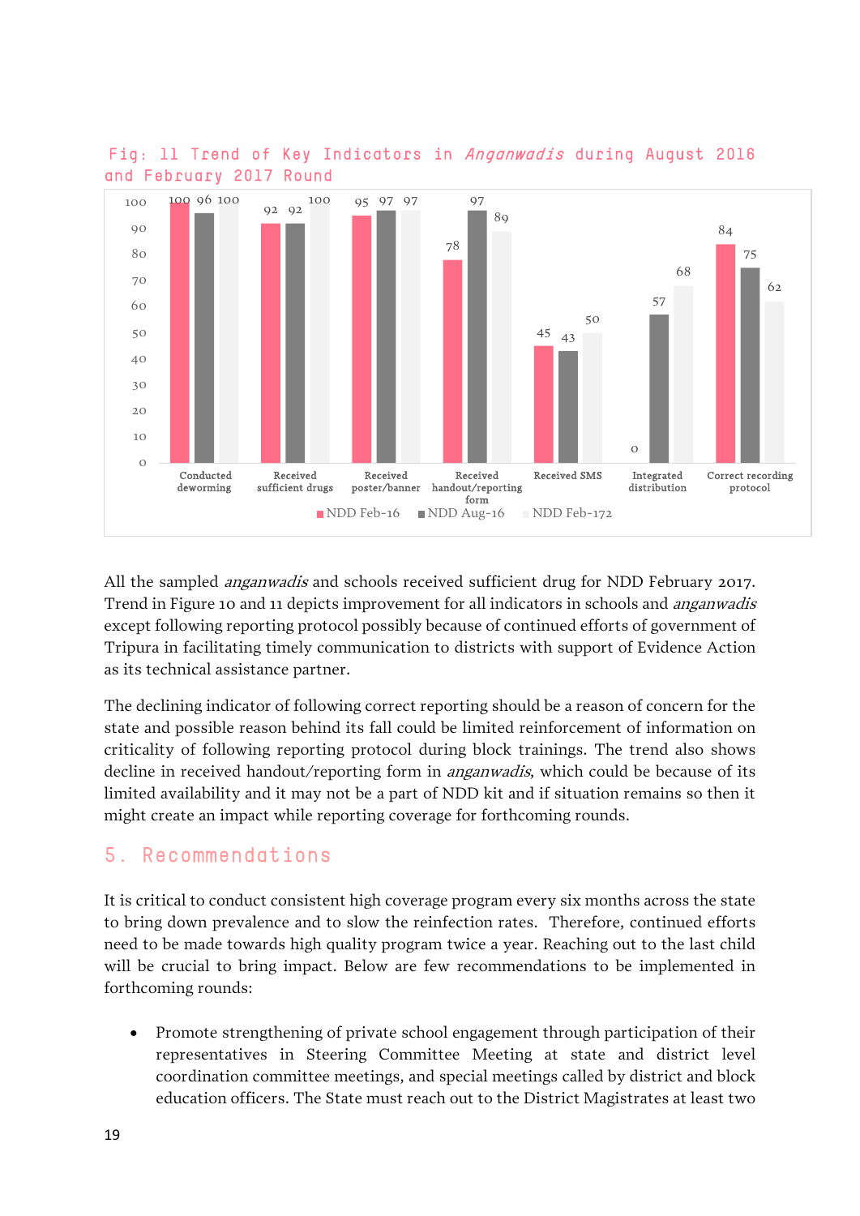Fig: 11 Trend of Key Indicators in *Anganwadis* during August 2016 and February 2017 Round

| Indicator | NDD Feb-16 | NDD Aug-16 | NDD Feb-172 |
|---|---|---|---|
| Conducted deworming | 100 | 96 | 100 |
| Received sufficient drugs | 92 | 92 | 100 |
| Received poster/banner | 95 | 97 | 97 |
| Received handout/reporting form | 78 | 97 | 89 |
| Received SMS | 45 | 43 | 50 |
| Integrated distribution | 0 | 57 | 68 |
| Correct recording protocol | 84 | 75 | 62 |

All the sampled *anganwadis* and schools received sufficient drug for NDD February 2017. Trend in Figure 10 and 11 depicts improvement for all indicators in schools and *anganwadis* except following reporting protocol possibly because of continued efforts of government of Tripura in facilitating timely communication to districts with support of Evidence Action as its technical assistance partner.

The declining indicator of following correct reporting should be a reason of concern for the state and possible reason behind its fall could be limited reinforcement of information on criticality of following reporting protocol during block trainings. The trend also shows decline in received handout/reporting form in *anganwadis*, which could be because of its limited availability and it may not be a part of NDD kit and if situation remains so then it might create an impact while reporting coverage for forthcoming rounds.

## 5. Recommendations

It is critical to conduct consistent high coverage program every six months across the state to bring down prevalence and to slow the reinfection rates. Therefore, continued efforts need to be made towards high quality program twice a year. Reaching out to the last child will be crucial to bring impact. Below are few recommendations to be implemented in forthcoming rounds:

- Promote strengthening of private school engagement through participation of their representatives in Steering Committee Meeting at state and district level coordination committee meetings, and special meetings called by district and block education officers. The State must reach out to the District Magistrates at least two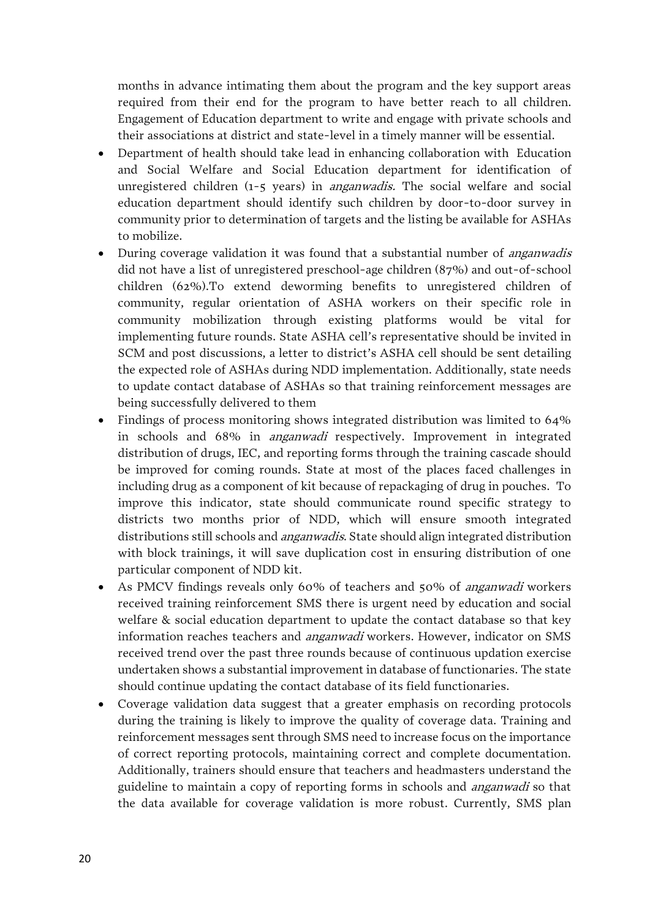months in advance intimating them about the program and the key support areas required from their end for the program to have better reach to all children. Engagement of Education department to write and engage with private schools and their associations at district and state-level in a timely manner will be essential.

- Department of health should take lead in enhancing collaboration with Education and Social Welfare and Social Education department for identification of unregistered children (1-5 years) in *anganwadis.* The social welfare and social education department should identify such children by door-to-door survey in community prior to determination of targets and the listing be available for ASHAs to mobilize.
- During coverage validation it was found that a substantial number of *anganwadis* did not have a list of unregistered preschool-age children (87%) and out-of-school children (62%).To extend deworming benefits to unregistered children of community, regular orientation of ASHA workers on their specific role in community mobilization through existing platforms would be vital for implementing future rounds. State ASHA cell's representative should be invited in SCM and post discussions, a letter to district's ASHA cell should be sent detailing the expected role of ASHAs during NDD implementation. Additionally, state needs to update contact database of ASHAs so that training reinforcement messages are being successfully delivered to them
- Findings of process monitoring shows integrated distribution was limited to 64% in schools and 68% in *anganwadi* respectively. Improvement in integrated distribution of drugs, IEC, and reporting forms through the training cascade should be improved for coming rounds. State at most of the places faced challenges in including drug as a component of kit because of repackaging of drug in pouches. To improve this indicator, state should communicate round specific strategy to districts two months prior of NDD, which will ensure smooth integrated distributions still schools and *anganwadis*. State should align integrated distribution with block trainings, it will save duplication cost in ensuring distribution of one particular component of NDD kit.
- As PMCV findings reveals only 60% of teachers and 50% of *anganwadi* workers received training reinforcement SMS there is urgent need by education and social welfare & social education department to update the contact database so that key information reaches teachers and *anganwadi* workers. However, indicator on SMS received trend over the past three rounds because of continuous updation exercise undertaken shows a substantial improvement in database of functionaries. The state should continue updating the contact database of its field functionaries.
- Coverage validation data suggest that a greater emphasis on recording protocols during the training is likely to improve the quality of coverage data. Training and reinforcement messages sent through SMS need to increase focus on the importance of correct reporting protocols, maintaining correct and complete documentation. Additionally, trainers should ensure that teachers and headmasters understand the guideline to maintain a copy of reporting forms in schools and *anganwadi* so that the data available for coverage validation is more robust. Currently, SMS plan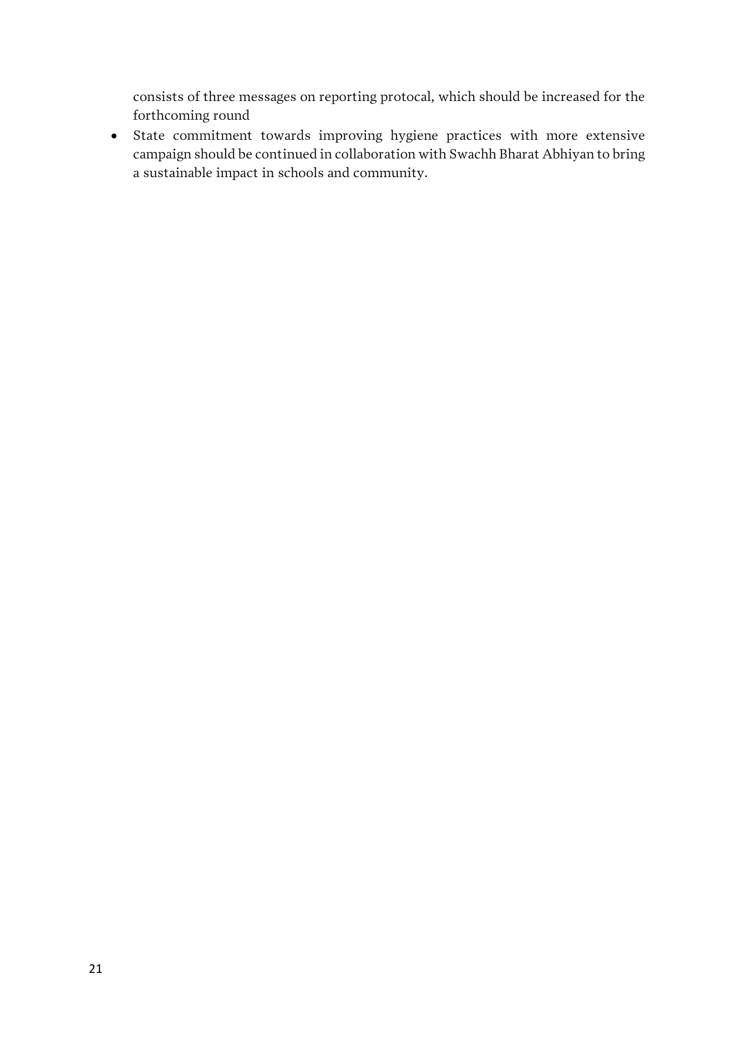consists of three messages on reporting protocal, which should be increased for the forthcoming round

- State commitment towards improving hygiene practices with more extensive campaign should be continued in collaboration with Swachh Bharat Abhiyan to bring a sustainable impact in schools and community.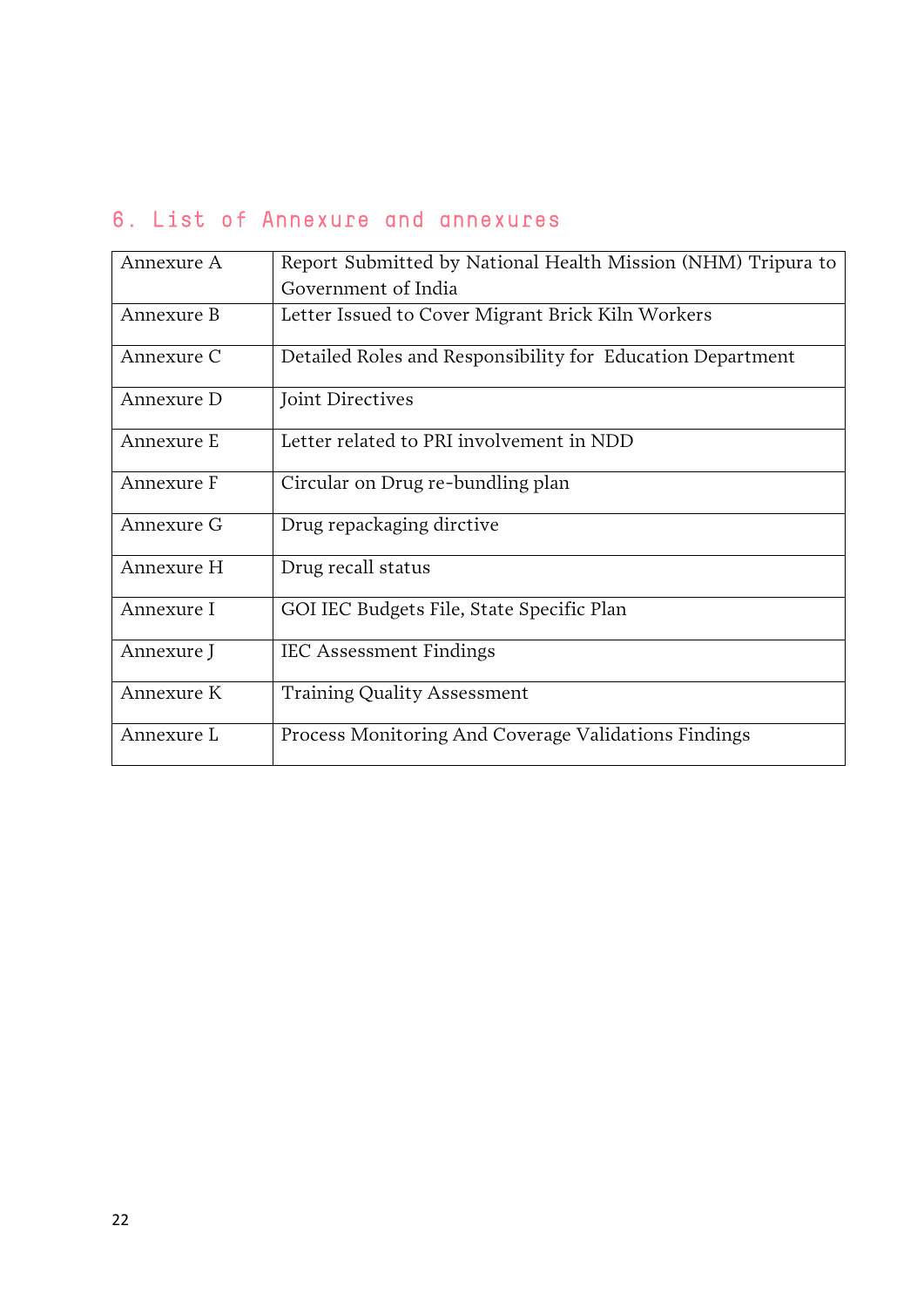## 6. List of Annexure and annexures

| | |
|---|---|
| Annexure A | Report Submitted by National Health Mission (NHM) Tripura to Government of India |
| Annexure B | Letter Issued to Cover Migrant Brick Kiln Workers |
| Annexure C | Detailed Roles and Responsibility for Education Department |
| Annexure D | Joint Directives |
| Annexure E | Letter related to PRI involvement in NDD |
| Annexure F | Circular on Drug re-bundling plan |
| Annexure G | Drug repackaging dirctive |
| Annexure H | Drug recall status |
| Annexure I | GOI IEC Budgets File, State Specific Plan |
| Annexure J | IEC Assessment Findings |
| Annexure K | Training Quality Assessment |
| Annexure L | Process Monitoring And Coverage Validations Findings |